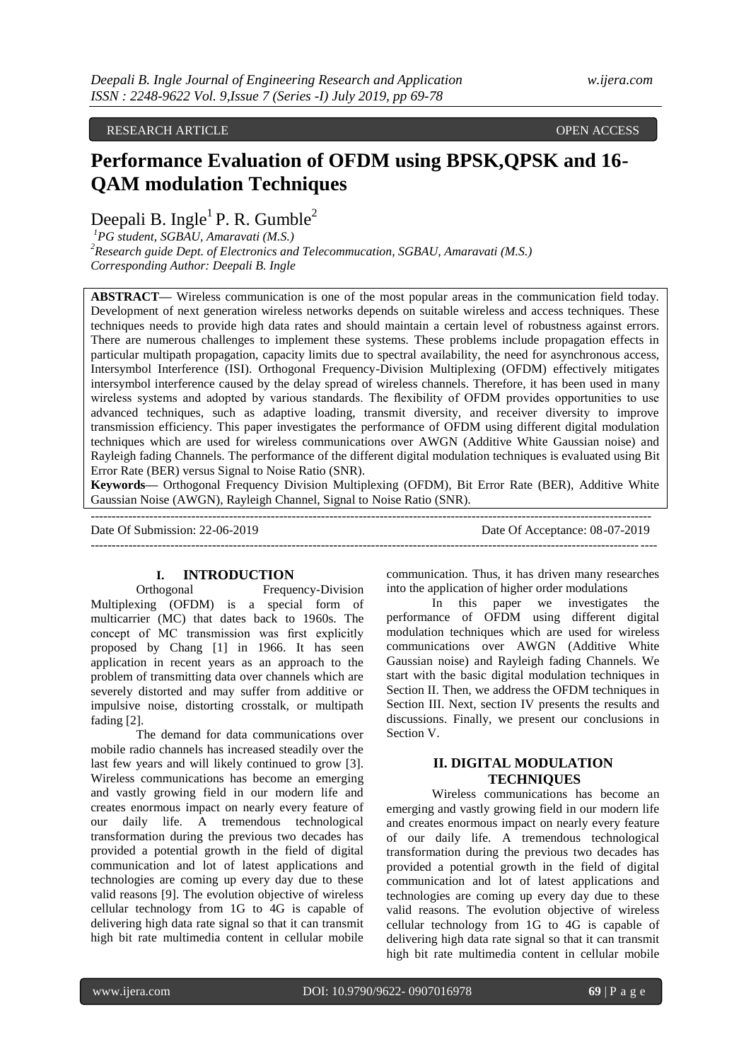RESEARCH ARTICLE OPEN ACCESS

# Performance Evaluation of OFDM using BPSK,QPSK and 16-QAM modulation Techniques

Deepali B. Ingle[1] P. R. Gumble[2]

[1]PG student, SGBAU, Amaravati (M.S.)
[2]Research guide Dept. of Electronics and Telecommucation, SGBAU, Amaravati (M.S.)
Corresponding Author: Deepali B. Ingle

**ABSTRACT—** Wireless communication is one of the most popular areas in the communication field today. Development of next generation wireless networks depends on suitable wireless and access techniques. These techniques needs to provide high data rates and should maintain a certain level of robustness against errors. There are numerous challenges to implement these systems. These problems include propagation effects in particular multipath propagation, capacity limits due to spectral availability, the need for asynchronous access, Intersymbol Interference (ISI). Orthogonal Frequency-Division Multiplexing (OFDM) effectively mitigates intersymbol interference caused by the delay spread of wireless channels. Therefore, it has been used in many wireless systems and adopted by various standards. The flexibility of OFDM provides opportunities to use advanced techniques, such as adaptive loading, transmit diversity, and receiver diversity to improve transmission efficiency. This paper investigates the performance of OFDM using different digital modulation techniques which are used for wireless communications over AWGN (Additive White Gaussian noise) and Rayleigh fading Channels. The performance of the different digital modulation techniques is evaluated using Bit Error Rate (BER) versus Signal to Noise Ratio (SNR).

**Keywords—** Orthogonal Frequency Division Multiplexing (OFDM), Bit Error Rate (BER), Additive White Gaussian Noise (AWGN), Rayleigh Channel, Signal to Noise Ratio (SNR).

Date Of Submission: 22-06-2019 Date Of Acceptance: 08-07-2019

## I. INTRODUCTION

Orthogonal Frequency-Division Multiplexing (OFDM) is a special form of multicarrier (MC) that dates back to 1960s. The concept of MC transmission was first explicitly proposed by Chang [1] in 1966. It has seen application in recent years as an approach to the problem of transmitting data over channels which are severely distorted and may suffer from additive or impulsive noise, distorting crosstalk, or multipath fading [2].

The demand for data communications over mobile radio channels has increased steadily over the last few years and will likely continued to grow [3]. Wireless communications has become an emerging and vastly growing field in our modern life and creates enormous impact on nearly every feature of our daily life. A tremendous technological transformation during the previous two decades has provided a potential growth in the field of digital communication and lot of latest applications and technologies are coming up every day due to these valid reasons [9]. The evolution objective of wireless cellular technology from 1G to 4G is capable of delivering high data rate signal so that it can transmit high bit rate multimedia content in cellular mobile communication. Thus, it has driven many researches into the application of higher order modulations

In this paper we investigates the performance of OFDM using different digital modulation techniques which are used for wireless communications over AWGN (Additive White Gaussian noise) and Rayleigh fading Channels. We start with the basic digital modulation techniques in Section II. Then, we address the OFDM techniques in Section III. Next, section IV presents the results and discussions. Finally, we present our conclusions in Section V.

## II. DIGITAL MODULATION TECHNIQUES

Wireless communications has become an emerging and vastly growing field in our modern life and creates enormous impact on nearly every feature of our daily life. A tremendous technological transformation during the previous two decades has provided a potential growth in the field of digital communication and lot of latest applications and technologies are coming up every day due to these valid reasons. The evolution objective of wireless cellular technology from 1G to 4G is capable of delivering high data rate signal so that it can transmit high bit rate multimedia content in cellular mobile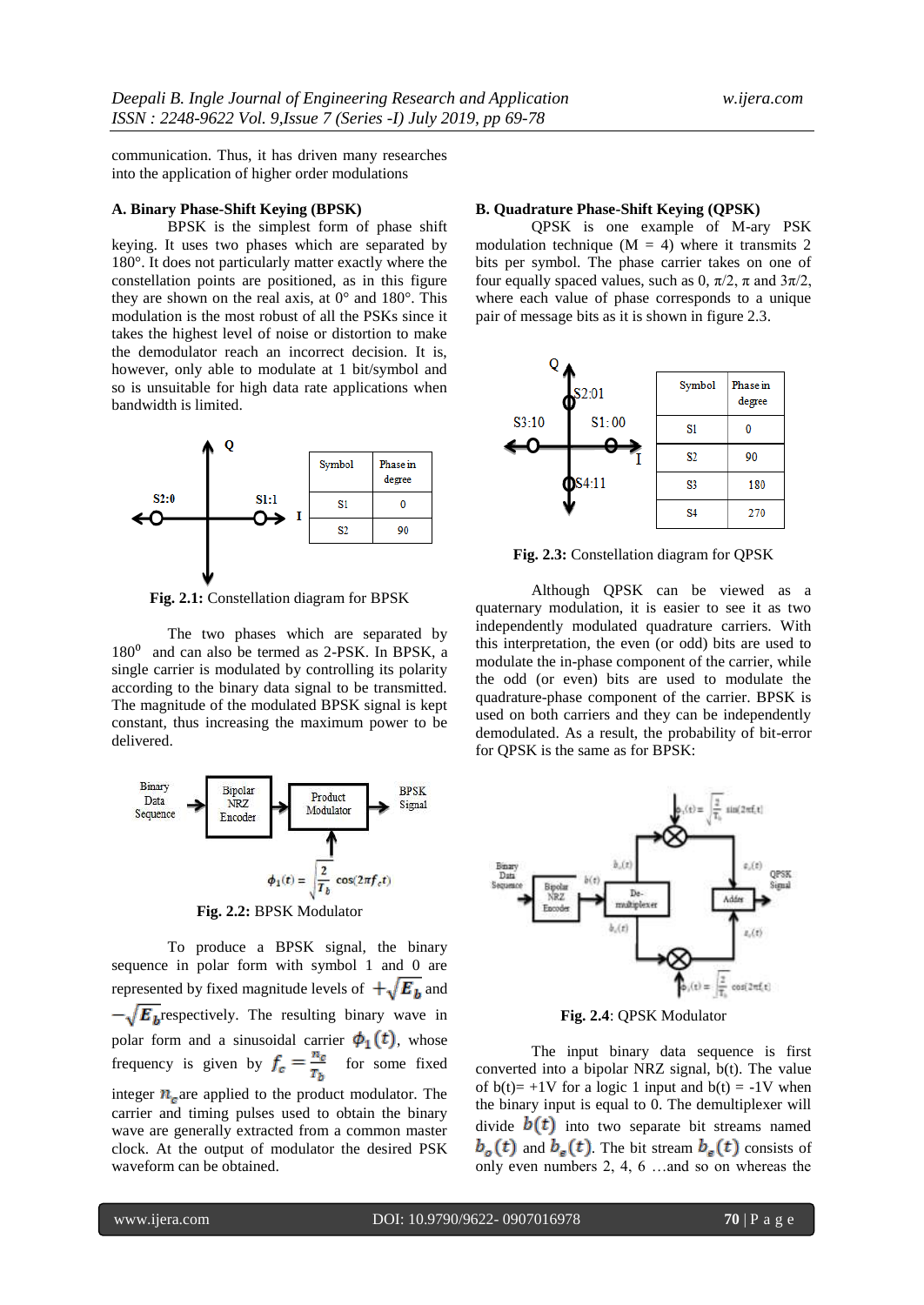communication. Thus, it has driven many researches into the application of higher order modulations

### A. Binary Phase-Shift Keying (BPSK)

BPSK is the simplest form of phase shift keying. It uses two phases which are separated by 180°. It does not particularly matter exactly where the constellation points are positioned, as in this figure they are shown on the real axis, at 0° and 180°. This modulation is the most robust of all the PSKs since it takes the highest level of noise or distortion to make the demodulator reach an incorrect decision. It is, however, only able to modulate at 1 bit/symbol and so is unsuitable for high data rate applications when bandwidth is limited.

| Symbol | Phase in degree |
|---|---|
| S1 | 0 |
| S2 | 90 |

**Fig. 2.1:** Constellation diagram for BPSK

The two phases which are separated by $180^0$ and can also be termed as 2-PSK. In BPSK, a single carrier is modulated by controlling its polarity according to the binary data signal to be transmitted. The magnitude of the modulated BPSK signal is kept constant, thus increasing the maximum power to be delivered.

$$\phi_1(t) = \sqrt{\frac{2}{T_b}}\cos(2\pi f_c t)$$

**Fig. 2.2:** BPSK Modulator

To produce a BPSK signal, the binary sequence in polar form with symbol 1 and 0 are represented by fixed magnitude levels of $+\sqrt{E_b}$ and $-\sqrt{E_b}$ respectively. The resulting binary wave in polar form and a sinusoidal carrier $\phi_1(t)$, whose frequency is given by $f_c = \frac{n_c}{T_b}$ for some fixed integer $n_c$ are applied to the product modulator. The carrier and timing pulses used to obtain the binary wave are generally extracted from a common master clock. At the output of modulator the desired PSK waveform can be obtained.

### B. Quadrature Phase-Shift Keying (QPSK)

QPSK is one example of M-ary PSK modulation technique (M = 4) where it transmits 2 bits per symbol. The phase carrier takes on one of four equally spaced values, such as 0, π/2, π and 3π/2, where each value of phase corresponds to a unique pair of message bits as it is shown in figure 2.3.

| Symbol | Phase in degree |
|---|---|
| S1 | 0 |
| S2 | 90 |
| S3 | 180 |
| S4 | 270 |

**Fig. 2.3:** Constellation diagram for QPSK

Although QPSK can be viewed as a quaternary modulation, it is easier to see it as two independently modulated quadrature carriers. With this interpretation, the even (or odd) bits are used to modulate the in-phase component of the carrier, while the odd (or even) bits are used to modulate the quadrature-phase component of the carrier. BPSK is used on both carriers and they can be independently demodulated. As a result, the probability of bit-error for QPSK is the same as for BPSK:

**Fig. 2.4**: QPSK Modulator

The input binary data sequence is first converted into a bipolar NRZ signal, b(t). The value of b(t)= +1V for a logic 1 input and b(t) = -1V when the binary input is equal to 0. The demultiplexer will divide $b(t)$ into two separate bit streams named $b_o(t)$ and $b_e(t)$. The bit stream $b_e(t)$ consists of only even numbers 2, 4, 6 …and so on whereas the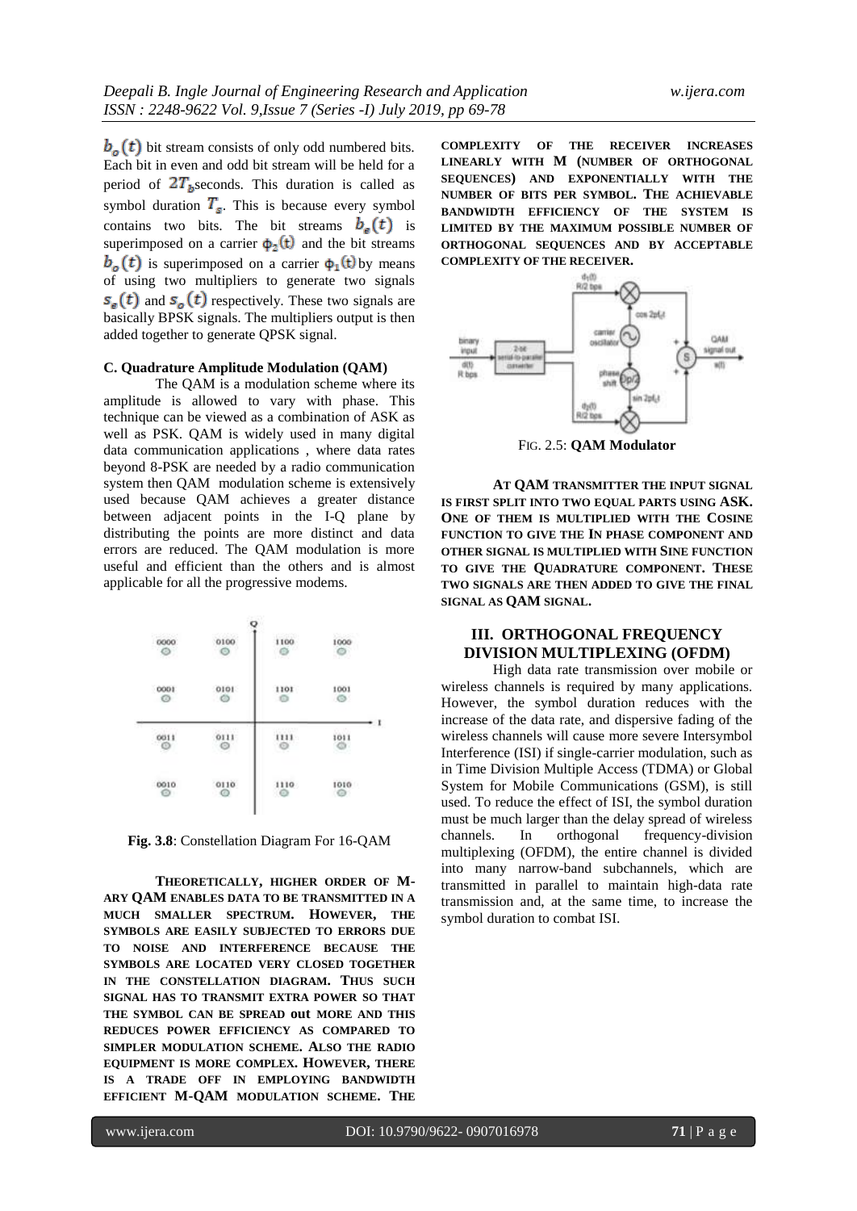$b_o(t)$ bit stream consists of only odd numbered bits. Each bit in even and odd bit stream will be held for a period of $2T_b$ seconds. This duration is called as symbol duration $T_s$. This is because every symbol contains two bits. The bit streams $b_e(t)$ is superimposed on a carrier $\phi_2(t)$ and the bit streams $b_o(t)$ is superimposed on a carrier $\phi_1(t)$ by means of using two multipliers to generate two signals $s_e(t)$ and $s_o(t)$ respectively. These two signals are basically BPSK signals. The multipliers output is then added together to generate QPSK signal.

#### C. Quadrature Amplitude Modulation (QAM)

The QAM is a modulation scheme where its amplitude is allowed to vary with phase. This technique can be viewed as a combination of ASK as well as PSK. QAM is widely used in many digital data communication applications , where data rates beyond 8-PSK are needed by a radio communication system then QAM modulation scheme is extensively used because QAM achieves a greater distance between adjacent points in the I-Q plane by distributing the points are more distinct and data errors are reduced. The QAM modulation is more useful and efficient than the others and is almost applicable for all the progressive modems.

Q
I
0000 0100 1100 1000
0001 0101 1101 1001
0011 0111 1111 1011
0010 0110 1110 1010

**Fig. 3.8**: Constellation Diagram For 16-QAM

**THEORETICALLY, HIGHER ORDER OF M-ARY QAM ENABLES DATA TO BE TRANSMITTED IN A MUCH SMALLER SPECTRUM. HOWEVER, THE SYMBOLS ARE EASILY SUBJECTED TO ERRORS DUE TO NOISE AND INTERFERENCE BECAUSE THE SYMBOLS ARE LOCATED VERY CLOSED TOGETHER IN THE CONSTELLATION DIAGRAM. THUS SUCH SIGNAL HAS TO TRANSMIT EXTRA POWER SO THAT THE SYMBOL CAN BE SPREAD out MORE AND THIS REDUCES POWER EFFICIENCY AS COMPARED TO SIMPLER MODULATION SCHEME. ALSO THE RADIO EQUIPMENT IS MORE COMPLEX. HOWEVER, THERE IS A TRADE OFF IN EMPLOYING BANDWIDTH EFFICIENT M-QAM MODULATION SCHEME. THE COMPLEXITY OF THE RECEIVER INCREASES LINEARLY WITH M (NUMBER OF ORTHOGONAL SEQUENCES) AND EXPONENTIALLY WITH THE NUMBER OF BITS PER SYMBOL. THE ACHIEVABLE BANDWIDTH EFFICIENCY OF THE SYSTEM IS LIMITED BY THE MAXIMUM POSSIBLE NUMBER OF ORTHOGONAL SEQUENCES AND BY ACCEPTABLE COMPLEXITY OF THE RECEIVER.**

d1(t)
R/2 bps
cos 2πfct
binary input
d(t)
R bps
2-bit serial-to-parallel converter
carrier oscillator
phase shift
Dp/2
sin 2πfct
d2(t)
R/2 bps
S
QAM signal out
s(t)

FIG. 2.5: **QAM Modulator**

**AT QAM TRANSMITTER THE INPUT SIGNAL IS FIRST SPLIT INTO TWO EQUAL PARTS USING ASK. ONE OF THEM IS MULTIPLIED WITH THE COSINE FUNCTION TO GIVE THE IN PHASE COMPONENT AND OTHER SIGNAL IS MULTIPLIED WITH SINE FUNCTION TO GIVE THE QUADRATURE COMPONENT. THESE TWO SIGNALS ARE THEN ADDED TO GIVE THE FINAL SIGNAL AS QAM SIGNAL.**

## III. ORTHOGONAL FREQUENCY DIVISION MULTIPLEXING (OFDM)

High data rate transmission over mobile or wireless channels is required by many applications. However, the symbol duration reduces with the increase of the data rate, and dispersive fading of the wireless channels will cause more severe Intersymbol Interference (ISI) if single-carrier modulation, such as in Time Division Multiple Access (TDMA) or Global System for Mobile Communications (GSM), is still used. To reduce the effect of ISI, the symbol duration must be much larger than the delay spread of wireless channels. In orthogonal frequency-division multiplexing (OFDM), the entire channel is divided into many narrow-band subchannels, which are transmitted in parallel to maintain high-data rate transmission and, at the same time, to increase the symbol duration to combat ISI.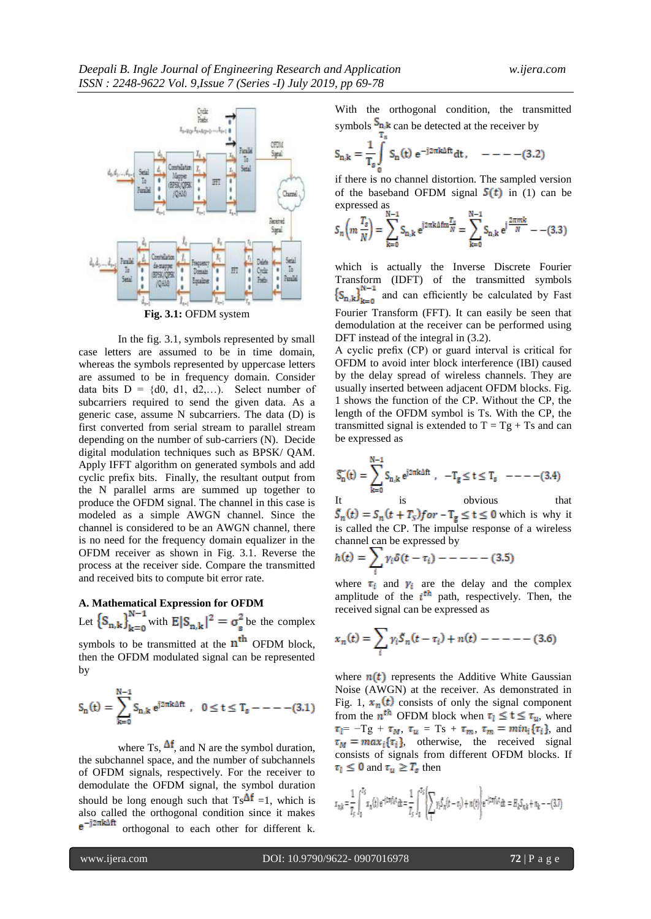Fig. 3.1: OFDM system

In the fig. 3.1, symbols represented by small case letters are assumed to be in time domain, whereas the symbols represented by uppercase letters are assumed to be in frequency domain. Consider data bits D = {d0, d1, d2,…). Select number of subcarriers required to send the given data. As a generic case, assume N subcarriers. The data (D) is first converted from serial stream to parallel stream depending on the number of sub-carriers (N). Decide digital modulation techniques such as BPSK/ QAM. Apply IFFT algorithm on generated symbols and add cyclic prefix bits. Finally, the resultant output from the N parallel arms are summed up together to produce the OFDM signal. The channel in this case is modeled as a simple AWGN channel. Since the channel is considered to be an AWGN channel, there is no need for the frequency domain equalizer in the OFDM receiver as shown in Fig. 3.1. Reverse the process at the receiver side. Compare the transmitted and received bits to compute bit error rate.

### A. Mathematical Expression for OFDM

Let $\{S_{n,k}\}_{k=0}^{N-1}$ with $E|S_{n,k}|^2 = \sigma_s^2$ be the complex symbols to be transmitted at the $n^{th}$ OFDM block, then the OFDM modulated signal can be represented by

$$S_n(t) = \sum_{k=0}^{N-1} S_{n,k}\, e^{j2\pi k\Delta f t}, \quad 0 \le t \le T_s \; ----(3.1)$$

where Ts, $\Delta f$, and N are the symbol duration, the subchannel space, and the number of subchannels of OFDM signals, respectively. For the receiver to demodulate the OFDM signal, the symbol duration should be long enough such that $T_s \Delta f = 1$, which is also called the orthogonal condition since it makes $e^{-j2\pi k\Delta f t}$ orthogonal to each other for different k. With the orthogonal condition, the transmitted symbols $S_{n,k}$ can be detected at the receiver by

$$S_{n,k} = \frac{1}{T_s}\int_0^{T_s} S_n(t)\, e^{-j2\pi k\Delta f t} dt, \quad ----(3.2)$$

if there is no channel distortion. The sampled version of the baseband OFDM signal $S(t)$ in (1) can be expressed as

$$S_n\left(m\frac{T_s}{N}\right) = \sum_{k=0}^{N-1} S_{n,k}\, e^{j2\pi k\Delta f m \frac{T_s}{N}} = \sum_{k=0}^{N-1} S_{n,k}\, e^{j\frac{2\pi mk}{N}} --(3.3)$$

which is actually the Inverse Discrete Fourier Transform (IDFT) of the transmitted symbols $\{S_{n,k}\}_{k=0}^{N-1}$ and can efficiently be calculated by Fast Fourier Transform (FFT). It can easily be seen that demodulation at the receiver can be performed using DFT instead of the integral in (3.2).

A cyclic prefix (CP) or guard interval is critical for OFDM to avoid inter block interference (IBI) caused by the delay spread of wireless channels. They are usually inserted between adjacent OFDM blocks. Fig. 1 shows the function of the CP. Without the CP, the length of the OFDM symbol is Ts. With the CP, the transmitted signal is extended to T = Tg + Ts and can be expressed as

$$\tilde{S}_n(t) = \sum_{k=0}^{N-1} S_{n,k}\, e^{j2\pi k\Delta f t}, \quad -T_g \le t \le T_s \; ----(3.4)$$

It is obvious that $\tilde{S}_n(t) = S_n(t + T_s)\, for -T_g \le t \le 0$ which is why it is called the CP. The impulse response of a wireless channel can be expressed by

$$h(t) = \sum_i \gamma_i \delta(t - \tau_i) ------(3.5)$$

where $\tau_i$ and $\gamma_i$ are the delay and the complex amplitude of the $i^{th}$ path, respectively. Then, the received signal can be expressed as

$$x_n(t) = \sum_i \gamma_i \tilde{S}_n(t - \tau_i) + n(t) ------(3.6)$$

where $n(t)$ represents the Additive White Gaussian Noise (AWGN) at the receiver. As demonstrated in Fig. 1, $x_n(t)$ consists of only the signal component from the $n^{th}$ OFDM block when $\tau_l \le t \le \tau_u$, where $\tau_l = -Tg + \tau_M$, $\tau_u = Ts + \tau_m$, $\tau_m = min_i\{\tau_i\}$, and $\tau_M = max_i\{\tau_i\}$, otherwise, the received signal consists of signals from different OFDM blocks. If $\tau_l \le 0$ and $\tau_u \ge T_s$ then

$$x_{n,k} = \frac{1}{T_s}\int_0^{T_s} x_n(t)\, e^{-j2\pi f_k t} dt = \frac{1}{T_s}\int_0^{T_s}\left(\sum_i \gamma_i \tilde{S}_n(t - \tau_i) + n(t)\right) e^{-j2\pi f_k t} dt = H_k S_{n,k} + n_k --(3.7)$$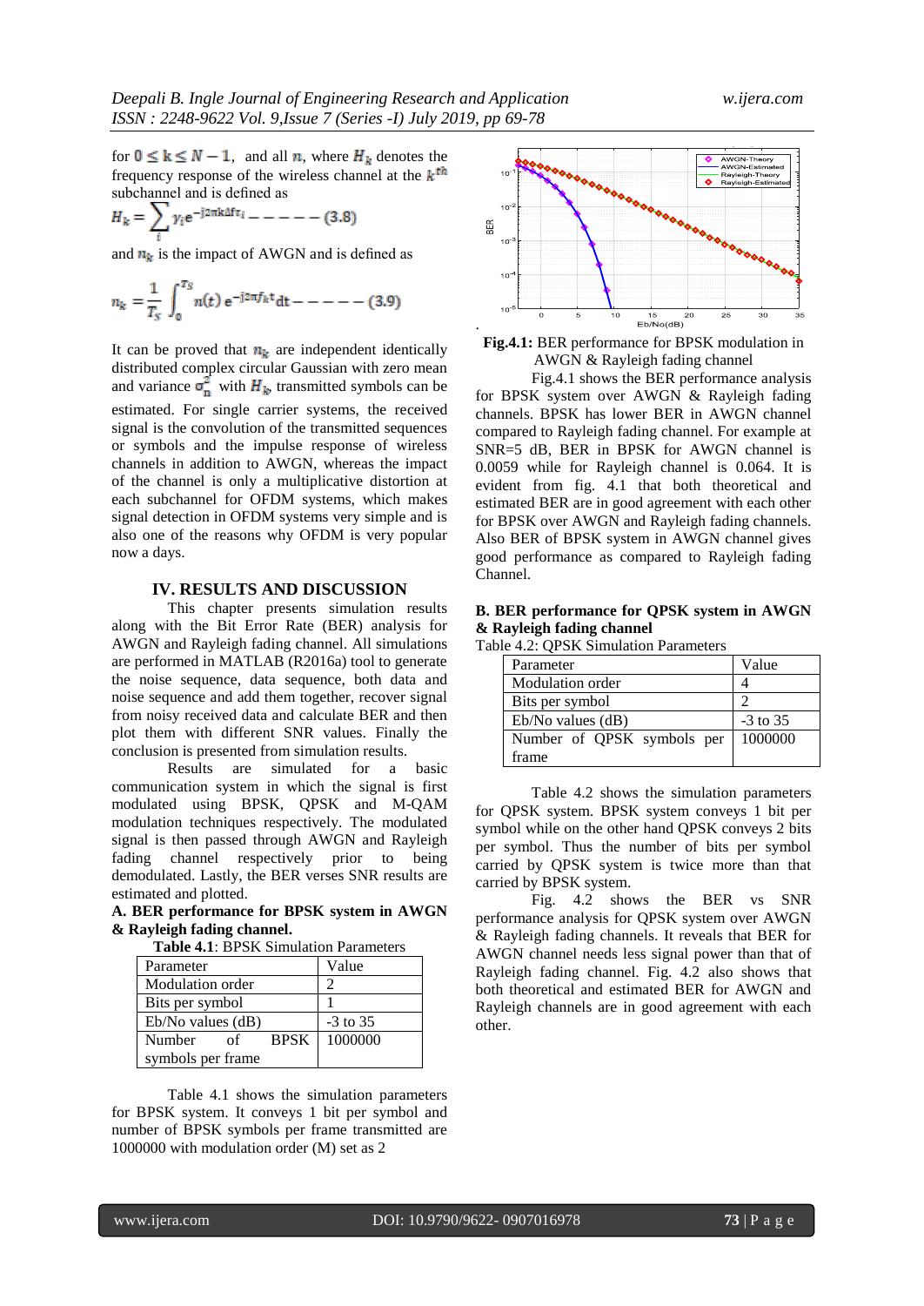for $0 \leq k \leq N-1$, and all $n$, where $H_k$ denotes the frequency response of the wireless channel at the $k^{th}$ subchannel and is defined as

$$H_k = \sum_i \gamma_i e^{-j2\pi k \Delta f \tau_i} ------(3.8)$$

and $n_k$ is the impact of AWGN and is defined as

$$n_k = \frac{1}{T_S} \int_0^{T_S} n(t)\, e^{-j2\pi f_k t} dt ------(3.9)$$

It can be proved that $n_k$ are independent identically distributed complex circular Gaussian with zero mean and variance $\sigma_n^2$ with $H_k$, transmitted symbols can be estimated. For single carrier systems, the received signal is the convolution of the transmitted sequences or symbols and the impulse response of wireless channels in addition to AWGN, whereas the impact of the channel is only a multiplicative distortion at each subchannel for OFDM systems, which makes signal detection in OFDM systems very simple and is also one of the reasons why OFDM is very popular now a days.

## IV. RESULTS AND DISCUSSION

This chapter presents simulation results along with the Bit Error Rate (BER) analysis for AWGN and Rayleigh fading channel. All simulations are performed in MATLAB (R2016a) tool to generate the noise sequence, data sequence, both data and noise sequence and add them together, recover signal from noisy received data and calculate BER and then plot them with different SNR values. Finally the conclusion is presented from simulation results.

Results are simulated for a basic communication system in which the signal is first modulated using BPSK, QPSK and M-QAM modulation techniques respectively. The modulated signal is then passed through AWGN and Rayleigh fading channel respectively prior to being demodulated. Lastly, the BER verses SNR results are estimated and plotted.

### A. BER performance for BPSK system in AWGN & Rayleigh fading channel.

**Table 4.1**: BPSK Simulation Parameters

| Parameter | Value |
|---|---|
| Modulation order | 2 |
| Bits per symbol | 1 |
| Eb/No values (dB) | -3 to 35 |
| Number of BPSK symbols per frame | 1000000 |

Table 4.1 shows the simulation parameters for BPSK system. It conveys 1 bit per symbol and number of BPSK symbols per frame transmitted are 1000000 with modulation order (M) set as 2

AWGN-Theory
AWGN-Estimated
Rayleigh-Theory
Rayleigh-Estimated
BER
Eb/No(dB)
10⁻¹
10⁻²
10⁻³
10⁻⁴
10⁻⁵
0 5 10 15 20 25 30 35

**Fig.4.1:** BER performance for BPSK modulation in AWGN & Rayleigh fading channel

Fig.4.1 shows the BER performance analysis for BPSK system over AWGN & Rayleigh fading channels. BPSK has lower BER in AWGN channel compared to Rayleigh fading channel. For example at SNR=5 dB, BER in BPSK for AWGN channel is 0.0059 while for Rayleigh channel is 0.064. It is evident from fig. 4.1 that both theoretical and estimated BER are in good agreement with each other for BPSK over AWGN and Rayleigh fading channels. Also BER of BPSK system in AWGN channel gives good performance as compared to Rayleigh fading Channel.

### B. BER performance for QPSK system in AWGN & Rayleigh fading channel

Table 4.2: QPSK Simulation Parameters

| Parameter | Value |
|---|---|
| Modulation order | 4 |
| Bits per symbol | 2 |
| Eb/No values (dB) | -3 to 35 |
| Number of QPSK symbols per frame | 1000000 |

Table 4.2 shows the simulation parameters for QPSK system. BPSK system conveys 1 bit per symbol while on the other hand QPSK conveys 2 bits per symbol. Thus the number of bits per symbol carried by QPSK system is twice more than that carried by BPSK system.

Fig. 4.2 shows the BER vs SNR performance analysis for QPSK system over AWGN & Rayleigh fading channels. It reveals that BER for AWGN channel needs less signal power than that of Rayleigh fading channel. Fig. 4.2 also shows that both theoretical and estimated BER for AWGN and Rayleigh channels are in good agreement with each other.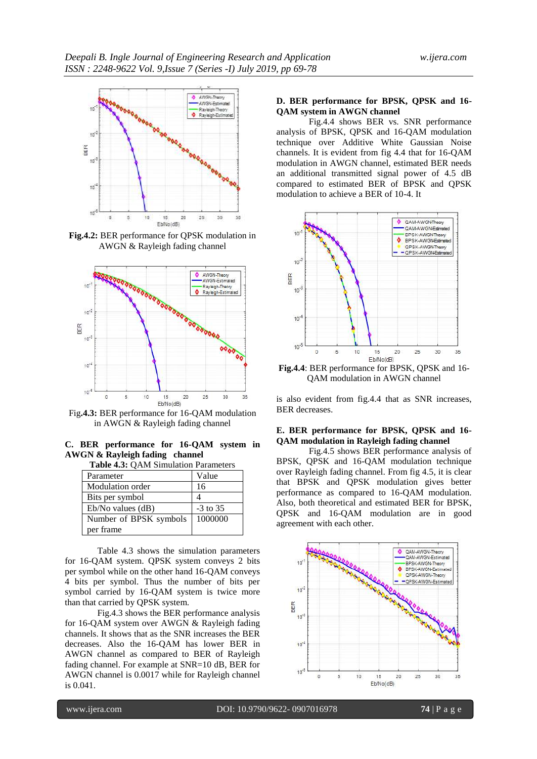BER
Eb/No(dB)
AWGN-Theory
AWGN-Estimated
Rayleigh-Theory
Rayleigh-Estimated

**Fig.4.2:** BER performance for QPSK modulation in AWGN & Rayleigh fading channel

BER
Eb/No(dB)
AWGN-Theory
AWGN-Estimated
Rayleigh-Theory
Rayleigh-Estimated

Fig.**4.3:** BER performance for 16-QAM modulation in AWGN & Rayleigh fading channel

### C. BER performance for 16-QAM system in AWGN & Rayleigh fading channel

**Table 4.3:** QAM Simulation Parameters

| Parameter | Value |
|---|---|
| Modulation order | 16 |
| Bits per symbol | 4 |
| Eb/No values (dB) | -3 to 35 |
| Number of BPSK symbols per frame | 1000000 |

Table 4.3 shows the simulation parameters for 16-QAM system. QPSK system conveys 2 bits per symbol while on the other hand 16-QAM conveys 4 bits per symbol. Thus the number of bits per symbol carried by 16-QAM system is twice more than that carried by QPSK system.

Fig.4.3 shows the BER performance analysis for 16-QAM system over AWGN & Rayleigh fading channels. It shows that as the SNR increases the BER decreases. Also the 16-QAM has lower BER in AWGN channel as compared to BER of Rayleigh fading channel. For example at SNR=10 dB, BER for AWGN channel is 0.0017 while for Rayleigh channel is 0.041.

### D. BER performance for BPSK, QPSK and 16-QAM system in AWGN channel

Fig.4.4 shows BER vs. SNR performance analysis of BPSK, QPSK and 16-QAM modulation technique over Additive White Gaussian Noise channels. It is evident from fig 4.4 that for 16-QAM modulation in AWGN channel, estimated BER needs an additional transmitted signal power of 4.5 dB compared to estimated BER of BPSK and QPSK modulation to achieve a BER of 10-4. It

BER
Eb/No(dB)
QAM-AWGN-Theory
QAM-AWGN-Estimated
BPSK-AWGN-Theory
BPSK-AWGN-Estimated
QPSK-AWGN-Theory
QPSK-AWGN-Estimated

**Fig.4.4**: BER performance for BPSK, QPSK and 16-QAM modulation in AWGN channel

is also evident from fig.4.4 that as SNR increases, BER decreases.

### E. BER performance for BPSK, QPSK and 16-QAM modulation in Rayleigh fading channel

Fig.4.5 shows BER performance analysis of BPSK, QPSK and 16-QAM modulation technique over Rayleigh fading channel. From fig 4.5, it is clear that BPSK and QPSK modulation gives better performance as compared to 16-QAM modulation. Also, both theoretical and estimated BER for BPSK, QPSK and 16-QAM modulation are in good agreement with each other.

BER
Eb/No(dB)
QAM-AWGN-Theory
QAM-AWGN-Estimated
BPSK-AWGN-Theory
BPSK-AWGN-Estimated
QPSK-AWGN-Theory
QPSK-AWGN-Estimated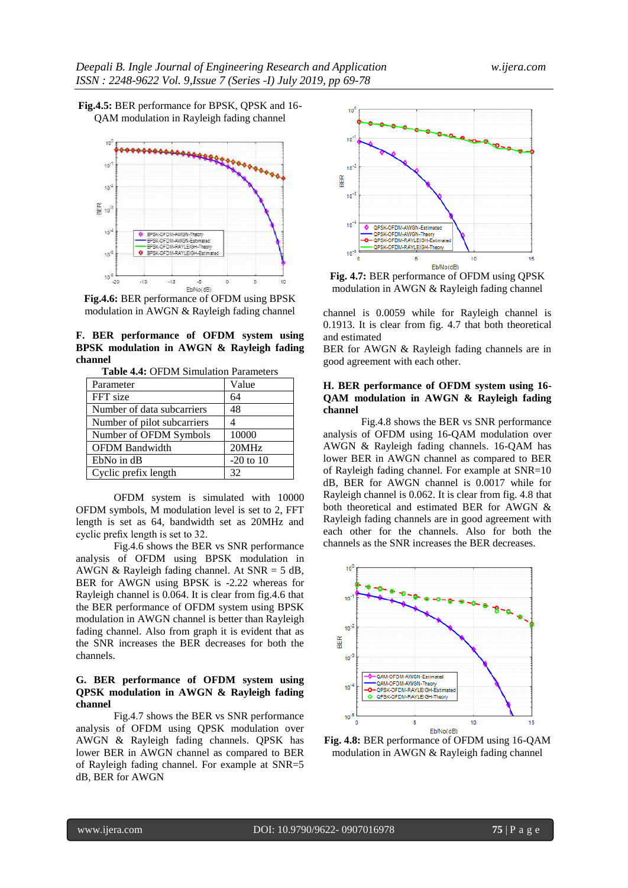**Fig.4.5:** BER performance for BPSK, QPSK and 16-QAM modulation in Rayleigh fading channel

BER
Eb/No(dB)
BPSK-OFDM-AWGN-Theory
BPSK-OFDM-AWGN-Estimated
BPSK-OFDM-RAYLEIGH-Theory
BPSK-OFDM-RAYLEIGH-Estimated

**Fig.4.6:** BER performance of OFDM using BPSK modulation in AWGN & Rayleigh fading channel

### F. BER performance of OFDM system using BPSK modulation in AWGN & Rayleigh fading channel

**Table 4.4:** OFDM Simulation Parameters

| Parameter | Value |
|---|---|
| FFT size | 64 |
| Number of data subcarriers | 48 |
| Number of pilot subcarriers | 4 |
| Number of OFDM Symbols | 10000 |
| OFDM Bandwidth | 20MHz |
| EbNo in dB | -20 to 10 |
| Cyclic prefix length | 32 |

OFDM system is simulated with 10000 OFDM symbols, M modulation level is set to 2, FFT length is set as 64, bandwidth set as 20MHz and cyclic prefix length is set to 32.

Fig.4.6 shows the BER vs SNR performance analysis of OFDM using BPSK modulation in AWGN & Rayleigh fading channel. At SNR = 5 dB, BER for AWGN using BPSK is -2.22 whereas for Rayleigh channel is 0.064. It is clear from fig.4.6 that the BER performance of OFDM system using BPSK modulation in AWGN channel is better than Rayleigh fading channel. Also from graph it is evident that as the SNR increases the BER decreases for both the channels.

### G. BER performance of OFDM system using QPSK modulation in AWGN & Rayleigh fading channel

Fig.4.7 shows the BER vs SNR performance analysis of OFDM using QPSK modulation over AWGN & Rayleigh fading channels. QPSK has lower BER in AWGN channel as compared to BER of Rayleigh fading channel. For example at SNR=5 dB, BER for AWGN

BER
Eb/No(dB)
QPSK-OFDM-AWGN-Estimated
QPSK-OFDM-AWGN-Theory
QPSK-OFDM-RAYLEIGH-Estimated
QPSK-OFDM-RAYLEIGH-Theory

**Fig. 4.7:** BER performance of OFDM using QPSK modulation in AWGN & Rayleigh fading channel

channel is 0.0059 while for Rayleigh channel is 0.1913. It is clear from fig. 4.7 that both theoretical and estimated BER for AWGN & Rayleigh fading channels are in good agreement with each other.

### H. BER performance of OFDM system using 16-QAM modulation in AWGN & Rayleigh fading channel

Fig.4.8 shows the BER vs SNR performance analysis of OFDM using 16-QAM modulation over AWGN & Rayleigh fading channels. 16-QAM has lower BER in AWGN channel as compared to BER of Rayleigh fading channel. For example at SNR=10 dB, BER for AWGN channel is 0.0017 while for Rayleigh channel is 0.062. It is clear from fig. 4.8 that both theoretical and estimated BER for AWGN & Rayleigh fading channels are in good agreement with each other for the channels. Also for both the channels as the SNR increases the BER decreases.

BER
Eb/No(dB)
QAM-OFDM-AWGN-Estimated
QAM-OFDM-AWGN-Theory
QPSK-OFDM-RAYLEIGH-Estimated
QPSK-OFDM-RAYLEIGH-Theory

**Fig. 4.8:** BER performance of OFDM using 16-QAM modulation in AWGN & Rayleigh fading channel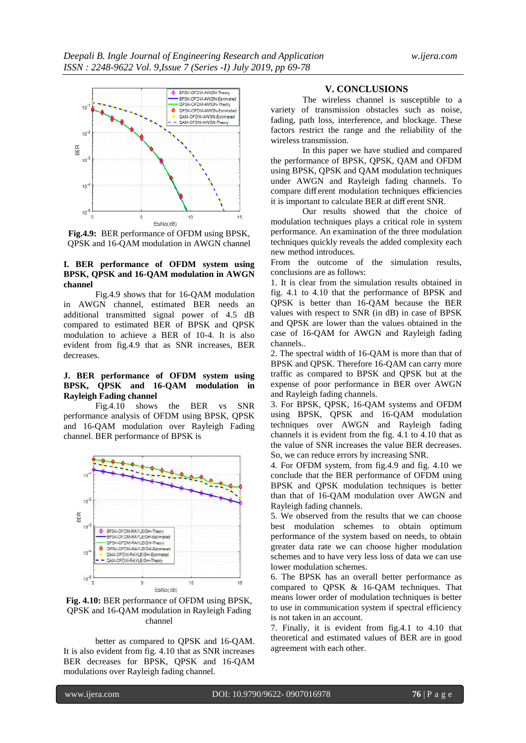BPSK-OFDM-AWGN-Theory
BPSK-OFDM-AWGN-Estimated
QPSK-OFDM-AWGN-Theory
QPSK-OFDM-AWGN-Estimated
QAM-OFDM-AWGN-Estimated
QAM-OFDM-AWGN-Theory

BER

$10^{-1}$
$10^{-2}$
$10^{-3}$
$10^{-4}$
$10^{-5}$

0 5 10 15

Eb/No(dB)

**Fig.4.9:** BER performance of OFDM using BPSK, QPSK and 16-QAM modulation in AWGN channel

### I. BER performance of OFDM system using BPSK, QPSK and 16-QAM modulation in AWGN channel

Fig.4.9 shows that for 16-QAM modulation in AWGN channel, estimated BER needs an additional transmitted signal power of 4.5 dB compared to estimated BER of BPSK and QPSK modulation to achieve a BER of 10-4. It is also evident from fig.4.9 that as SNR increases, BER decreases.

### J. BER performance of OFDM system using BPSK, QPSK and 16-QAM modulation in Rayleigh Fading channel

Fig.4.10 shows the BER vs SNR performance analysis of OFDM using BPSK, QPSK and 16-QAM modulation over Rayleigh Fading channel. BER performance of BPSK is better as compared to QPSK and 16-QAM. It is also evident from fig. 4.10 that as SNR increases BER decreases for BPSK, QPSK and 16-QAM modulations over Rayleigh fading channel.

BPSK-OFDM-RAYLEIGH-Theory
BPSK-OFDM-RAYLEIGH-Estimated
QPSK-OFDM-RAYLEIGH-Theory
QPSK-OFDM-RAYLEIGH-Estimated
QAM-OFDM-RAYLEIGH-Estimated
QAM-OFDM-RAYLEIGH-Theory

BER

$10^{-1}$
$10^{-2}$
$10^{-3}$
$10^{-4}$
$10^{-5}$

0 5 10 15

Eb/No(dB)

**Fig. 4.10:** BER performance of OFDM using BPSK, QPSK and 16-QAM modulation in Rayleigh Fading channel

## V. CONCLUSIONS

The wireless channel is susceptible to a variety of transmission obstacles such as noise, fading, path loss, interference, and blockage. These factors restrict the range and the reliability of the wireless transmission.

In this paper we have studied and compared the performance of BPSK, QPSK, QAM and OFDM using BPSK, QPSK and QAM modulation techniques under AWGN and Rayleigh fading channels. To compare different modulation techniques efficiencies it is important to calculate BER at different SNR.

Our results showed that the choice of modulation techniques plays a critical role in system performance. An examination of the three modulation techniques quickly reveals the added complexity each new method introduces.

From the outcome of the simulation results, conclusions are as follows:

1. It is clear from the simulation results obtained in fig. 4.1 to 4.10 that the performance of BPSK and QPSK is better than 16-QAM because the BER values with respect to SNR (in dB) in case of BPSK and QPSK are lower than the values obtained in the case of 16-QAM for AWGN and Rayleigh fading channels..
2. The spectral width of 16-QAM is more than that of BPSK and QPSK. Therefore 16-QAM can carry more traffic as compared to BPSK and QPSK but at the expense of poor performance in BER over AWGN and Rayleigh fading channels.
3. For BPSK, QPSK, 16-QAM systems and OFDM using BPSK, QPSK and 16-QAM modulation techniques over AWGN and Rayleigh fading channels it is evident from the fig. 4.1 to 4.10 that as the value of SNR increases the value BER decreases. So, we can reduce errors by increasing SNR.
4. For OFDM system, from fig.4.9 and fig. 4.10 we conclude that the BER performance of OFDM using BPSK and QPSK modulation techniques is better than that of 16-QAM modulation over AWGN and Rayleigh fading channels.
5. We observed from the results that we can choose best modulation schemes to obtain optimum performance of the system based on needs, to obtain greater data rate we can choose higher modulation schemes and to have very less loss of data we can use lower modulation schemes.
6. The BPSK has an overall better performance as compared to QPSK & 16-QAM techniques. That means lower order of modulation techniques is better to use in communication system if spectral efficiency is not taken in an account.
7. Finally, it is evident from fig.4.1 to 4.10 that theoretical and estimated values of BER are in good agreement with each other.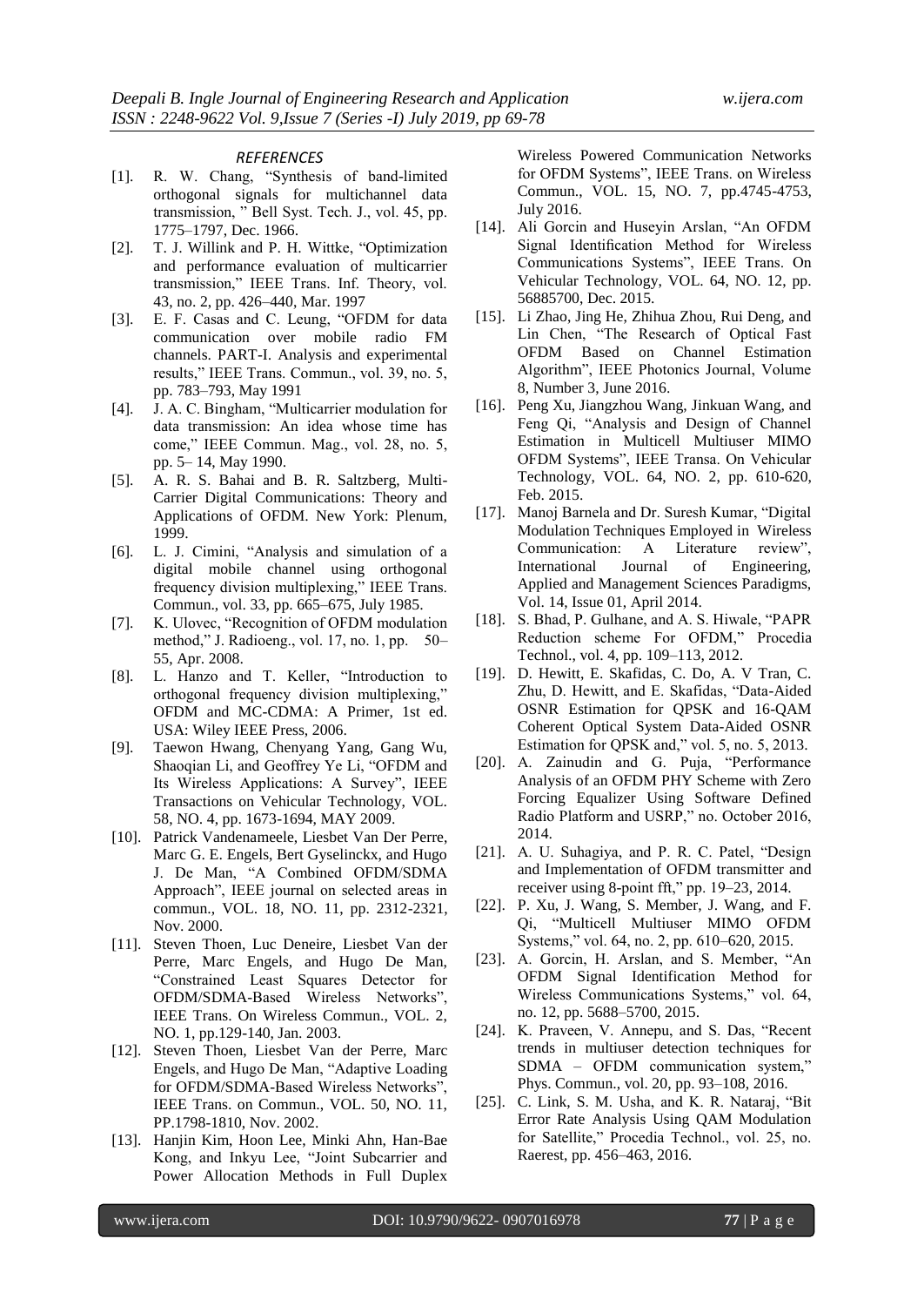## *REFERENCES*

[1]. R. W. Chang, “Synthesis of band-limited orthogonal signals for multichannel data transmission, ” Bell Syst. Tech. J., vol. 45, pp. 1775–1797, Dec. 1966.

[2]. T. J. Willink and P. H. Wittke, “Optimization and performance evaluation of multicarrier transmission,” IEEE Trans. Inf. Theory, vol. 43, no. 2, pp. 426–440, Mar. 1997

[3]. E. F. Casas and C. Leung, “OFDM for data communication over mobile radio FM channels. PART-I. Analysis and experimental results,” IEEE Trans. Commun., vol. 39, no. 5, pp. 783–793, May 1991

[4]. J. A. C. Bingham, “Multicarrier modulation for data transmission: An idea whose time has come,” IEEE Commun. Mag., vol. 28, no. 5, pp. 5– 14, May 1990.

[5]. A. R. S. Bahai and B. R. Saltzberg, Multi-Carrier Digital Communications: Theory and Applications of OFDM. New York: Plenum, 1999.

[6]. L. J. Cimini, “Analysis and simulation of a digital mobile channel using orthogonal frequency division multiplexing,” IEEE Trans. Commun., vol. 33, pp. 665–675, July 1985.

[7]. K. Ulovec, “Recognition of OFDM modulation method,” J. Radioeng., vol. 17, no. 1, pp. 50–55, Apr. 2008.

[8]. L. Hanzo and T. Keller, “Introduction to orthogonal frequency division multiplexing,” OFDM and MC-CDMA: A Primer, 1st ed. USA: Wiley IEEE Press, 2006.

[9]. Taewon Hwang, Chenyang Yang, Gang Wu, Shaoqian Li, and Geoffrey Ye Li, “OFDM and Its Wireless Applications: A Survey”, IEEE Transactions on Vehicular Technology, VOL. 58, NO. 4, pp. 1673-1694, MAY 2009.

[10]. Patrick Vandenameele, Liesbet Van Der Perre, Marc G. E. Engels, Bert Gyselinckx, and Hugo J. De Man, “A Combined OFDM/SDMA Approach”, IEEE journal on selected areas in commun., VOL. 18, NO. 11, pp. 2312-2321, Nov. 2000.

[11]. Steven Thoen, Luc Deneire, Liesbet Van der Perre, Marc Engels, and Hugo De Man, “Constrained Least Squares Detector for OFDM/SDMA-Based Wireless Networks”, IEEE Trans. On Wireless Commun., VOL. 2, NO. 1, pp.129-140, Jan. 2003.

[12]. Steven Thoen, Liesbet Van der Perre, Marc Engels, and Hugo De Man, “Adaptive Loading for OFDM/SDMA-Based Wireless Networks”, IEEE Trans. on Commun., VOL. 50, NO. 11, PP.1798-1810, Nov. 2002.

[13]. Hanjin Kim, Hoon Lee, Minki Ahn, Han-Bae Kong, and Inkyu Lee, “Joint Subcarrier and Power Allocation Methods in Full Duplex Wireless Powered Communication Networks for OFDM Systems”, IEEE Trans. on Wireless Commun., VOL. 15, NO. 7, pp.4745-4753, July 2016.

[14]. Ali Gorcin and Huseyin Arslan, “An OFDM Signal Identification Method for Wireless Communications Systems”, IEEE Trans. On Vehicular Technology, VOL. 64, NO. 12, pp. 56885700, Dec. 2015.

[15]. Li Zhao, Jing He, Zhihua Zhou, Rui Deng, and Lin Chen, “The Research of Optical Fast OFDM Based on Channel Estimation Algorithm”, IEEE Photonics Journal, Volume 8, Number 3, June 2016.

[16]. Peng Xu, Jiangzhou Wang, Jinkuan Wang, and Feng Qi, “Analysis and Design of Channel Estimation in Multicell Multiuser MIMO OFDM Systems”, IEEE Transa. On Vehicular Technology, VOL. 64, NO. 2, pp. 610-620, Feb. 2015.

[17]. Manoj Barnela and Dr. Suresh Kumar, “Digital Modulation Techniques Employed in Wireless Communication: A Literature review”, International Journal of Engineering, Applied and Management Sciences Paradigms, Vol. 14, Issue 01, April 2014.

[18]. S. Bhad, P. Gulhane, and A. S. Hiwale, “PAPR Reduction scheme For OFDM,” Procedia Technol., vol. 4, pp. 109–113, 2012.

[19]. D. Hewitt, E. Skafidas, C. Do, A. V Tran, C. Zhu, D. Hewitt, and E. Skafidas, “Data-Aided OSNR Estimation for QPSK and 16-QAM Coherent Optical System Data-Aided OSNR Estimation for QPSK and,” vol. 5, no. 5, 2013.

[20]. A. Zainudin and G. Puja, “Performance Analysis of an OFDM PHY Scheme with Zero Forcing Equalizer Using Software Defined Radio Platform and USRP,” no. October 2016, 2014.

[21]. A. U. Suhagiya, and P. R. C. Patel, “Design and Implementation of OFDM transmitter and receiver using 8-point fft,” pp. 19–23, 2014.

[22]. P. Xu, J. Wang, S. Member, J. Wang, and F. Qi, “Multicell Multiuser MIMO OFDM Systems,” vol. 64, no. 2, pp. 610–620, 2015.

[23]. A. Gorcin, H. Arslan, and S. Member, “An OFDM Signal Identification Method for Wireless Communications Systems,” vol. 64, no. 12, pp. 5688–5700, 2015.

[24]. K. Praveen, V. Annepu, and S. Das, “Recent trends in multiuser detection techniques for SDMA – OFDM communication system,” Phys. Commun., vol. 20, pp. 93–108, 2016.

[25]. C. Link, S. M. Usha, and K. R. Nataraj, “Bit Error Rate Analysis Using QAM Modulation for Satellite,” Procedia Technol., vol. 25, no. Raerest, pp. 456–463, 2016.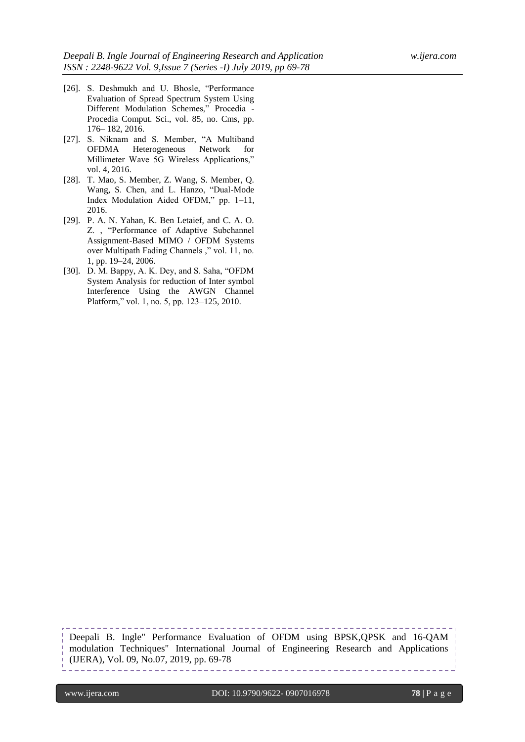[26]. S. Deshmukh and U. Bhosle, "Performance Evaluation of Spread Spectrum System Using Different Modulation Schemes," Procedia - Procedia Comput. Sci., vol. 85, no. Cms, pp. 176– 182, 2016.

[27]. S. Niknam and S. Member, "A Multiband OFDMA Heterogeneous Network for Millimeter Wave 5G Wireless Applications," vol. 4, 2016.

[28]. T. Mao, S. Member, Z. Wang, S. Member, Q. Wang, S. Chen, and L. Hanzo, "Dual-Mode Index Modulation Aided OFDM," pp. 1–11, 2016.

[29]. P. A. N. Yahan, K. Ben Letaief, and C. A. O. Z. , "Performance of Adaptive Subchannel Assignment-Based MIMO / OFDM Systems over Multipath Fading Channels ," vol. 11, no. 1, pp. 19–24, 2006.

[30]. D. M. Bappy, A. K. Dey, and S. Saha, "OFDM System Analysis for reduction of Inter symbol Interference Using the AWGN Channel Platform," vol. 1, no. 5, pp. 123–125, 2010.

Deepali B. Ingle" Performance Evaluation of OFDM using BPSK,QPSK and 16-QAM modulation Techniques" International Journal of Engineering Research and Applications (IJERA), Vol. 09, No.07, 2019, pp. 69-78